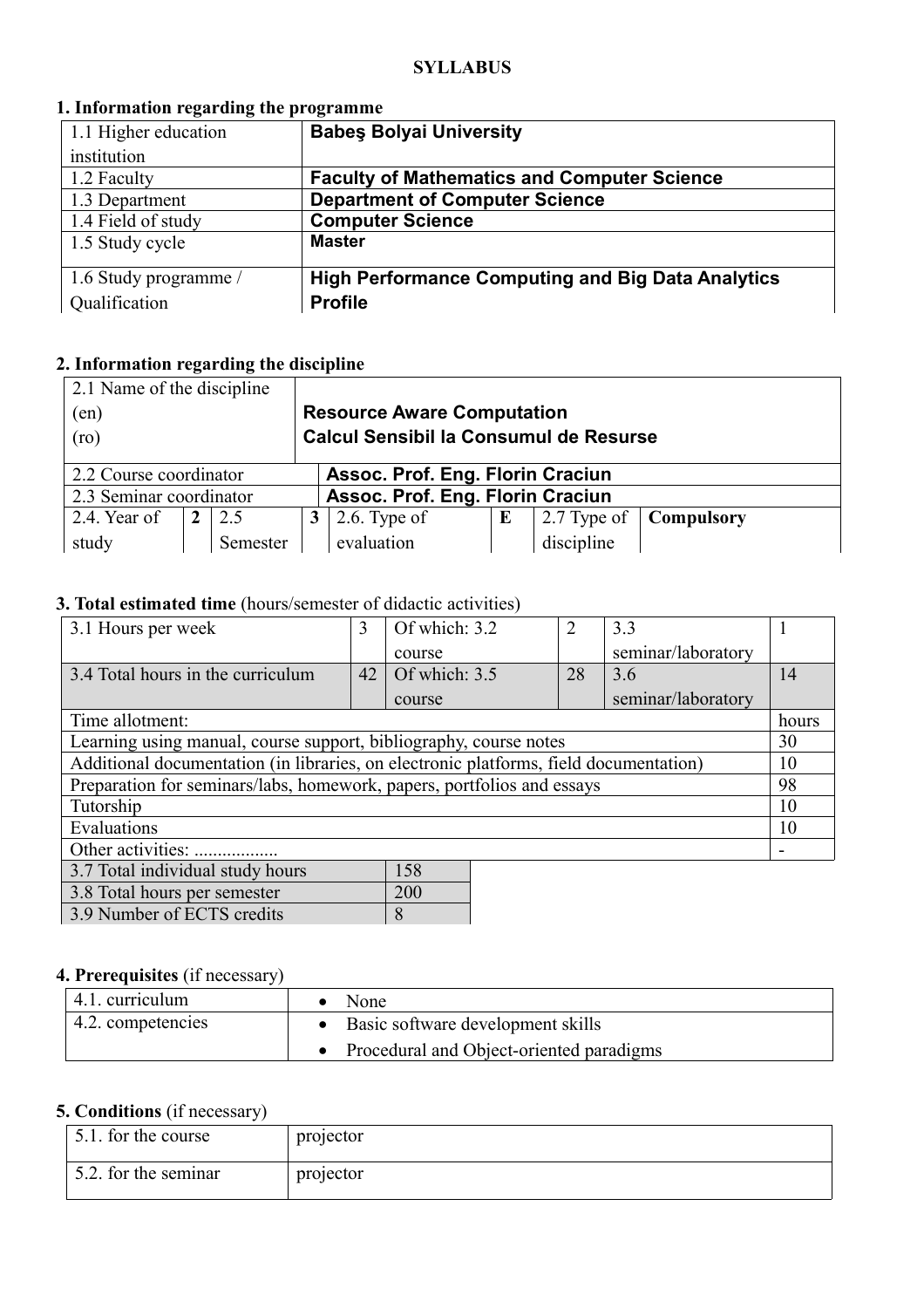**SYLLABUS**

## 1. Information regarding the programme

| | |
|---|---|
| 1.1 Higher education institution | **Babeş Bolyai University** |
| 1.2 Faculty | **Faculty of Mathematics and Computer Science** |
| 1.3 Department | **Department of Computer Science** |
| 1.4 Field of study | **Computer Science** |
| 1.5 Study cycle | **Master** |
| 1.6 Study programme / Qualification | **High Performance Computing and Big Data Analytics Profile** |

## 2. Information regarding the discipline

| | | | | | | | | |
|---|---|---|---|---|---|---|---|---|
| 2.1 Name of the discipline (en) (ro) | | | **Resource Aware Computation**<br>**Calcul Sensibil la Consumul de Resurse** | | | | | |
| 2.2 Course coordinator | | | **Assoc. Prof. Eng. Florin Craciun** | | | | | |
| 2.3 Seminar coordinator | | | **Assoc. Prof. Eng. Florin Craciun** | | | | | |
| 2.4. Year of study | **2** | 2.5 Semester | **3** | 2.6. Type of evaluation | **E** | 2.7 Type of discipline | **Compulsory** | |

## 3. Total estimated time (hours/semester of didactic activities)

| | | | | | |
|---|---|---|---|---|---|
| 3.1 Hours per week | 3 | Of which: 3.2 course | 2 | 3.3 seminar/laboratory | 1 |
| 3.4 Total hours in the curriculum | 42 | Of which: 3.5 course | 28 | 3.6 seminar/laboratory | 14 |

| Time allotment: | hours |
|---|---|
| Learning using manual, course support, bibliography, course notes | 30 |
| Additional documentation (in libraries, on electronic platforms, field documentation) | 10 |
| Preparation for seminars/labs, homework, papers, portfolios and essays | 98 |
| Tutorship | 10 |
| Evaluations | 10 |
| Other activities: .................. | - |

| | |
|---|---|
| 3.7 Total individual study hours | 158 |
| 3.8 Total hours per semester | 200 |
| 3.9 Number of ECTS credits | 8 |

## 4. Prerequisites (if necessary)

| | |
|---|---|
| 4.1. curriculum | • None |
| 4.2. competencies | • Basic software development skills<br>• Procedural and Object-oriented paradigms |

## 5. Conditions (if necessary)

| | |
|---|---|
| 5.1. for the course | projector |
| 5.2. for the seminar | projector |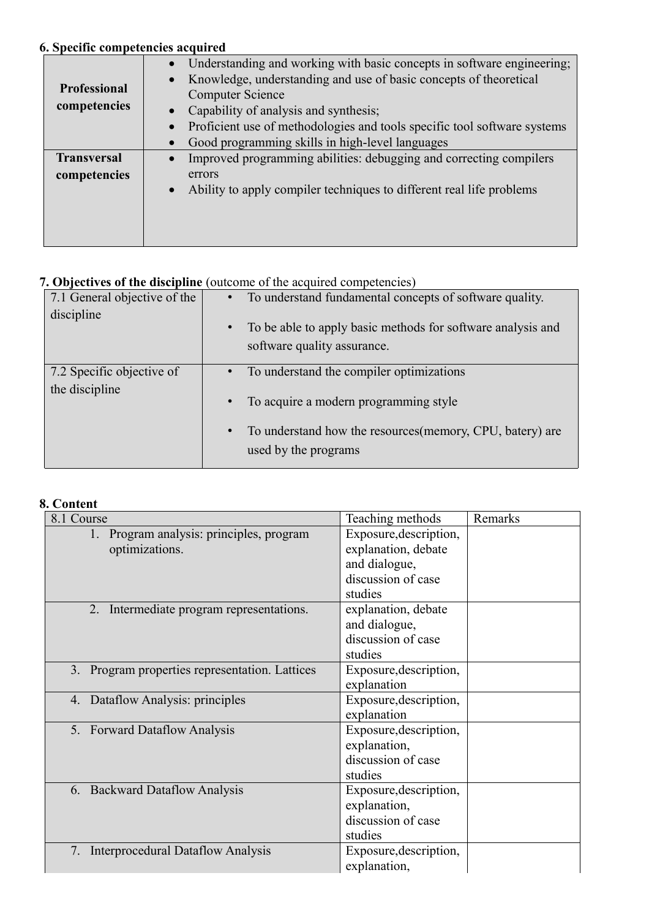## 6. Specific competencies acquired

| | |
|---|---|
| **Professional competencies** | • Understanding and working with basic concepts in software engineering;<br>• Knowledge, understanding and use of basic concepts of theoretical Computer Science<br>• Capability of analysis and synthesis;<br>• Proficient use of methodologies and tools specific tool software systems<br>• Good programming skills in high-level languages |
| **Transversal competencies** | • Improved programming abilities: debugging and correcting compilers errors<br>• Ability to apply compiler techniques to different real life problems |

## 7. Objectives of the discipline (outcome of the acquired competencies)

| | |
|---|---|
| 7.1 General objective of the discipline | • To understand fundamental concepts of software quality.<br>• To be able to apply basic methods for software analysis and software quality assurance. |
| 7.2 Specific objective of the discipline | • To understand the compiler optimizations<br>• To acquire a modern programming style<br>• To understand how the resources(memory, CPU, batery) are used by the programs |

## 8. Content

| 8.1 Course | Teaching methods | Remarks |
|---|---|---|
| 1. Program analysis: principles, program optimizations. | Exposure,description, explanation, debate and dialogue, discussion of case studies | |
| 2. Intermediate program representations. | explanation, debate and dialogue, discussion of case studies | |
| 3. Program properties representation. Lattices | Exposure,description, explanation | |
| 4. Dataflow Analysis: principles | Exposure,description, explanation | |
| 5. Forward Dataflow Analysis | Exposure,description, explanation, discussion of case studies | |
| 6. Backward Dataflow Analysis | Exposure,description, explanation, discussion of case studies | |
| 7. Interprocedural Dataflow Analysis | Exposure,description, explanation, | |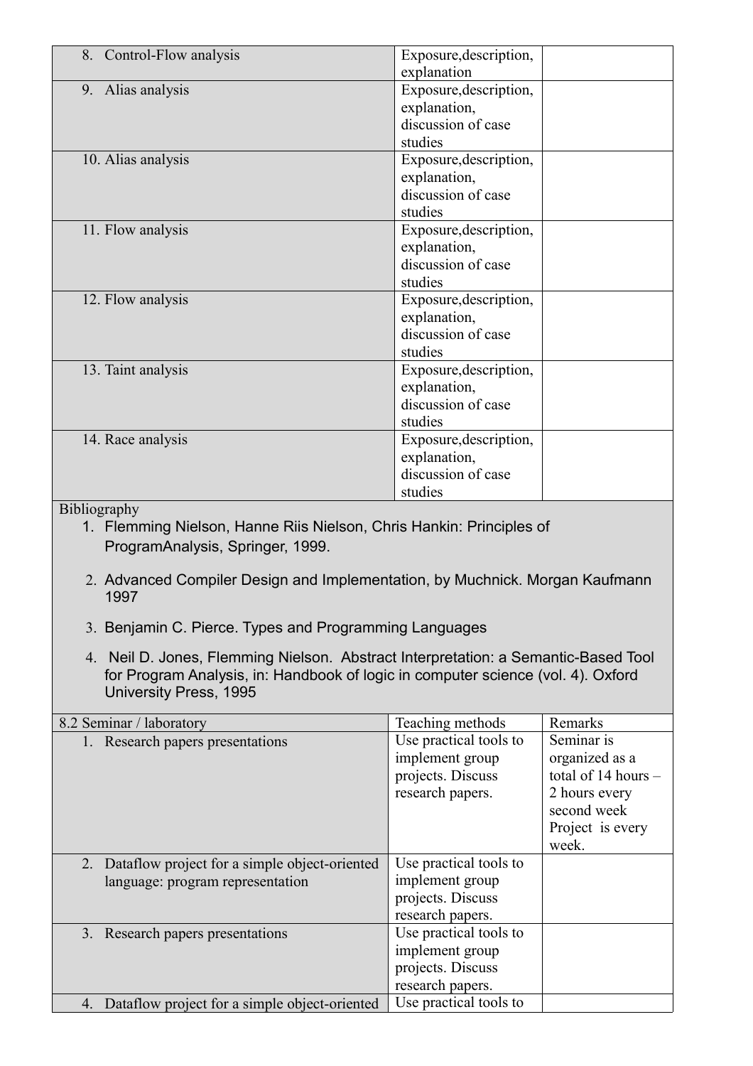| | | |
|---|---|---|
| 8. Control-Flow analysis | Exposure,description, explanation | |
| 9. Alias analysis | Exposure,description, explanation, discussion of case studies | |
| 10. Alias analysis | Exposure,description, explanation, discussion of case studies | |
| 11. Flow analysis | Exposure,description, explanation, discussion of case studies | |
| 12. Flow analysis | Exposure,description, explanation, discussion of case studies | |
| 13. Taint analysis | Exposure,description, explanation, discussion of case studies | |
| 14. Race analysis | Exposure,description, explanation, discussion of case studies | |

Bibliography

1. Flemming Nielson, Hanne Riis Nielson, Chris Hankin: Principles of ProgramAnalysis, Springer, 1999.
2. Advanced Compiler Design and Implementation, by Muchnick. Morgan Kaufmann 1997
3. Benjamin C. Pierce. Types and Programming Languages
4. Neil D. Jones, Flemming Nielson. Abstract Interpretation: a Semantic-Based Tool for Program Analysis, in: Handbook of logic in computer science (vol. 4). Oxford University Press, 1995

| 8.2 Seminar / laboratory | Teaching methods | Remarks |
|---|---|---|
| 1. Research papers presentations | Use practical tools to implement group projects. Discuss research papers. | Seminar is organized as a total of 14 hours – 2 hours every second week Project is every week. |
| 2. Dataflow project for a simple object-oriented language: program representation | Use practical tools to implement group projects. Discuss research papers. | |
| 3. Research papers presentations | Use practical tools to implement group projects. Discuss research papers. | |
| 4. Dataflow project for a simple object-oriented | Use practical tools to | |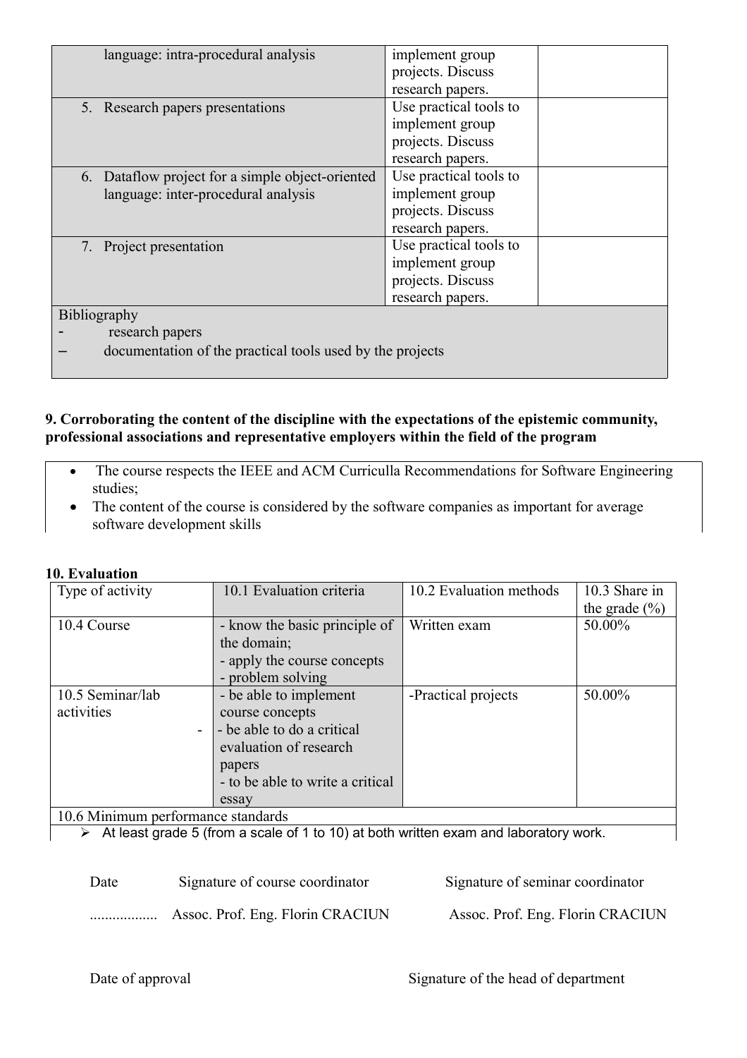| | | |
|---|---|---|
| language: intra-procedural analysis | implement group projects. Discuss research papers. | |
| 5. Research papers presentations | Use practical tools to implement group projects. Discuss research papers. | |
| 6. Dataflow project for a simple object-oriented language: inter-procedural analysis | Use practical tools to implement group projects. Discuss research papers. | |
| 7. Project presentation | Use practical tools to implement group projects. Discuss research papers. | |
| Bibliography<br>- research papers<br>– documentation of the practical tools used by the projects | | |

**9. Corroborating the content of the discipline with the expectations of the epistemic community, professional associations and representative employers within the field of the program**

- The course respects the IEEE and ACM Curriculla Recommendations for Software Engineering studies;
- The content of the course is considered by the software companies as important for average software development skills

**10. Evaluation**

| Type of activity | 10.1 Evaluation criteria | 10.2 Evaluation methods | 10.3 Share in the grade (%) |
|---|---|---|---|
| 10.4 Course | - know the basic principle of the domain;<br>- apply the course concepts<br>- problem solving | Written exam | 50.00% |
| 10.5 Seminar/lab activities<br>- | - be able to implement course concepts<br>- be able to do a critical evaluation of research papers<br>- to be able to write a critical essay | -Practical projects | 50.00% |
| 10.6 Minimum performance standards | | | |
| ➢ At least grade 5 (from a scale of 1 to 10) at both written exam and laboratory work. | | | |

| Date | Signature of course coordinator | Signature of seminar coordinator |
|---|---|---|
| .................. | Assoc. Prof. Eng. Florin CRACIUN | Assoc. Prof. Eng. Florin CRACIUN |

Date of approval Signature of the head of department